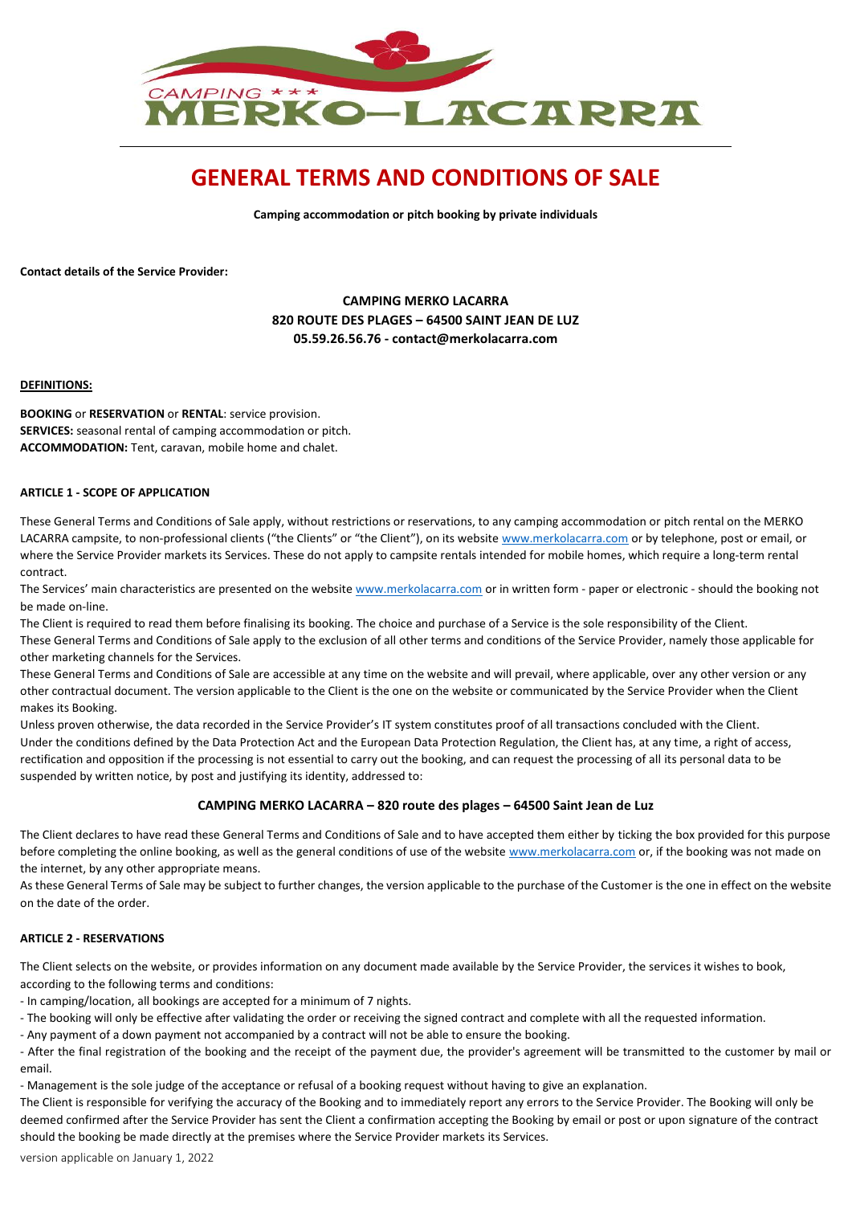# GENERAL TERMS AND CONDITIONS OF SALE

**Camping accommodation or pitch booking by private individuals**

**Contact details of the Service Provider:**

**CAMPING MERKO LACARRA**
**820 ROUTE DES PLAGES – 64500 SAINT JEAN DE LUZ**
**05.59.26.56.76 - contact@merkolacarra.com**

**DEFINITIONS:**

**BOOKING** or **RESERVATION** or **RENTAL**: service provision.
**SERVICES:** seasonal rental of camping accommodation or pitch.
**ACCOMMODATION:** Tent, caravan, mobile home and chalet.

### ARTICLE 1 - SCOPE OF APPLICATION

These General Terms and Conditions of Sale apply, without restrictions or reservations, to any camping accommodation or pitch rental on the MERKO LACARRA campsite, to non-professional clients ("the Clients" or "the Client"), on its website www.merkolacarra.com or by telephone, post or email, or where the Service Provider markets its Services. These do not apply to campsite rentals intended for mobile homes, which require a long-term rental contract.

The Services' main characteristics are presented on the website www.merkolacarra.com or in written form - paper or electronic - should the booking not be made on-line.

The Client is required to read them before finalising its booking. The choice and purchase of a Service is the sole responsibility of the Client.

These General Terms and Conditions of Sale apply to the exclusion of all other terms and conditions of the Service Provider, namely those applicable for other marketing channels for the Services.

These General Terms and Conditions of Sale are accessible at any time on the website and will prevail, where applicable, over any other version or any other contractual document. The version applicable to the Client is the one on the website or communicated by the Service Provider when the Client makes its Booking.

Unless proven otherwise, the data recorded in the Service Provider's IT system constitutes proof of all transactions concluded with the Client.

Under the conditions defined by the Data Protection Act and the European Data Protection Regulation, the Client has, at any time, a right of access, rectification and opposition if the processing is not essential to carry out the booking, and can request the processing of all its personal data to be suspended by written notice, by post and justifying its identity, addressed to:

**CAMPING MERKO LACARRA – 820 route des plages – 64500 Saint Jean de Luz**

The Client declares to have read these General Terms and Conditions of Sale and to have accepted them either by ticking the box provided for this purpose before completing the online booking, as well as the general conditions of use of the website www.merkolacarra.com or, if the booking was not made on the internet, by any other appropriate means.

As these General Terms of Sale may be subject to further changes, the version applicable to the purchase of the Customer is the one in effect on the website on the date of the order.

### ARTICLE 2 - RESERVATIONS

The Client selects on the website, or provides information on any document made available by the Service Provider, the services it wishes to book, according to the following terms and conditions:

- In camping/location, all bookings are accepted for a minimum of 7 nights.
- The booking will only be effective after validating the order or receiving the signed contract and complete with all the requested information.
- Any payment of a down payment not accompanied by a contract will not be able to ensure the booking.
- After the final registration of the booking and the receipt of the payment due, the provider's agreement will be transmitted to the customer by mail or email.
- Management is the sole judge of the acceptance or refusal of a booking request without having to give an explanation.

The Client is responsible for verifying the accuracy of the Booking and to immediately report any errors to the Service Provider. The Booking will only be deemed confirmed after the Service Provider has sent the Client a confirmation accepting the Booking by email or post or upon signature of the contract should the booking be made directly at the premises where the Service Provider markets its Services.

version applicable on January 1, 2022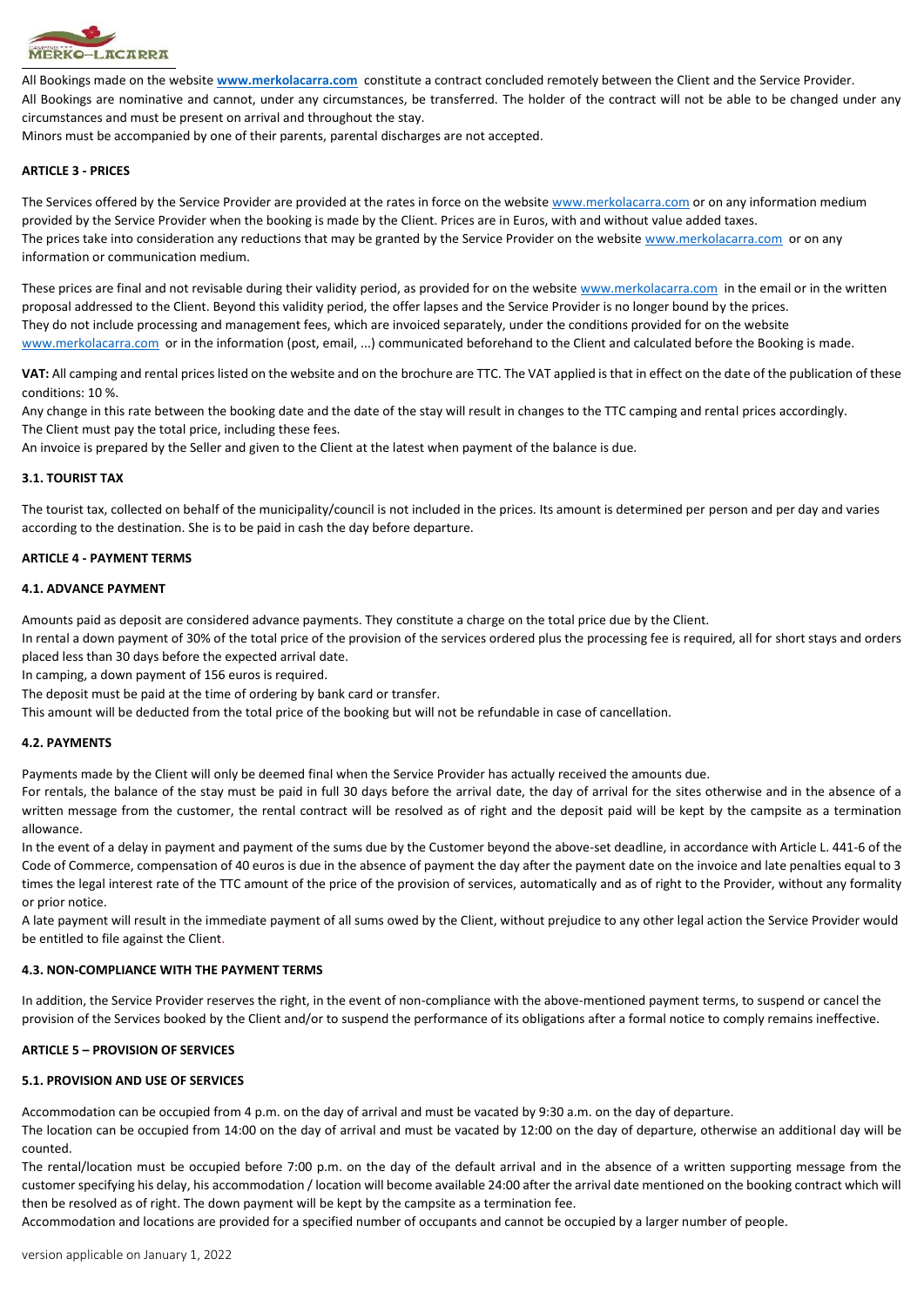All Bookings made on the website **www.merkolacarra.com** constitute a contract concluded remotely between the Client and the Service Provider.
All Bookings are nominative and cannot, under any circumstances, be transferred. The holder of the contract will not be able to be changed under any circumstances and must be present on arrival and throughout the stay.
Minors must be accompanied by one of their parents, parental discharges are not accepted.

**ARTICLE 3 - PRICES**

The Services offered by the Service Provider are provided at the rates in force on the website www.merkolacarra.com or on any information medium provided by the Service Provider when the booking is made by the Client. Prices are in Euros, with and without value added taxes.
The prices take into consideration any reductions that may be granted by the Service Provider on the website www.merkolacarra.com or on any information or communication medium.

These prices are final and not revisable during their validity period, as provided for on the website www.merkolacarra.com in the email or in the written proposal addressed to the Client. Beyond this validity period, the offer lapses and the Service Provider is no longer bound by the prices.
They do not include processing and management fees, which are invoiced separately, under the conditions provided for on the website www.merkolacarra.com or in the information (post, email, ...) communicated beforehand to the Client and calculated before the Booking is made.

**VAT:** All camping and rental prices listed on the website and on the brochure are TTC. The VAT applied is that in effect on the date of the publication of these conditions: 10 %.
Any change in this rate between the booking date and the date of the stay will result in changes to the TTC camping and rental prices accordingly.
The Client must pay the total price, including these fees.
An invoice is prepared by the Seller and given to the Client at the latest when payment of the balance is due.

**3.1. TOURIST TAX**

The tourist tax, collected on behalf of the municipality/council is not included in the prices. Its amount is determined per person and per day and varies according to the destination. She is to be paid in cash the day before departure.

**ARTICLE 4 - PAYMENT TERMS**

**4.1. ADVANCE PAYMENT**

Amounts paid as deposit are considered advance payments. They constitute a charge on the total price due by the Client.
In rental a down payment of 30% of the total price of the provision of the services ordered plus the processing fee is required, all for short stays and orders placed less than 30 days before the expected arrival date.
In camping, a down payment of 156 euros is required.
The deposit must be paid at the time of ordering by bank card or transfer.
This amount will be deducted from the total price of the booking but will not be refundable in case of cancellation.

**4.2. PAYMENTS**

Payments made by the Client will only be deemed final when the Service Provider has actually received the amounts due.
For rentals, the balance of the stay must be paid in full 30 days before the arrival date, the day of arrival for the sites otherwise and in the absence of a written message from the customer, the rental contract will be resolved as of right and the deposit paid will be kept by the campsite as a termination allowance.
In the event of a delay in payment and payment of the sums due by the Customer beyond the above-set deadline, in accordance with Article L. 441-6 of the Code of Commerce, compensation of 40 euros is due in the absence of payment the day after the payment date on the invoice and late penalties equal to 3 times the legal interest rate of the TTC amount of the price of the provision of services, automatically and as of right to the Provider, without any formality or prior notice.
A late payment will result in the immediate payment of all sums owed by the Client, without prejudice to any other legal action the Service Provider would be entitled to file against the Client.

**4.3. NON-COMPLIANCE WITH THE PAYMENT TERMS**

In addition, the Service Provider reserves the right, in the event of non-compliance with the above-mentioned payment terms, to suspend or cancel the provision of the Services booked by the Client and/or to suspend the performance of its obligations after a formal notice to comply remains ineffective.

**ARTICLE 5 – PROVISION OF SERVICES**

**5.1. PROVISION AND USE OF SERVICES**

Accommodation can be occupied from 4 p.m. on the day of arrival and must be vacated by 9:30 a.m. on the day of departure.
The location can be occupied from 14:00 on the day of arrival and must be vacated by 12:00 on the day of departure, otherwise an additional day will be counted.
The rental/location must be occupied before 7:00 p.m. on the day of the default arrival and in the absence of a written supporting message from the customer specifying his delay, his accommodation / location will become available 24:00 after the arrival date mentioned on the booking contract which will then be resolved as of right. The down payment will be kept by the campsite as a termination fee.
Accommodation and locations are provided for a specified number of occupants and cannot be occupied by a larger number of people.

version applicable on January 1, 2022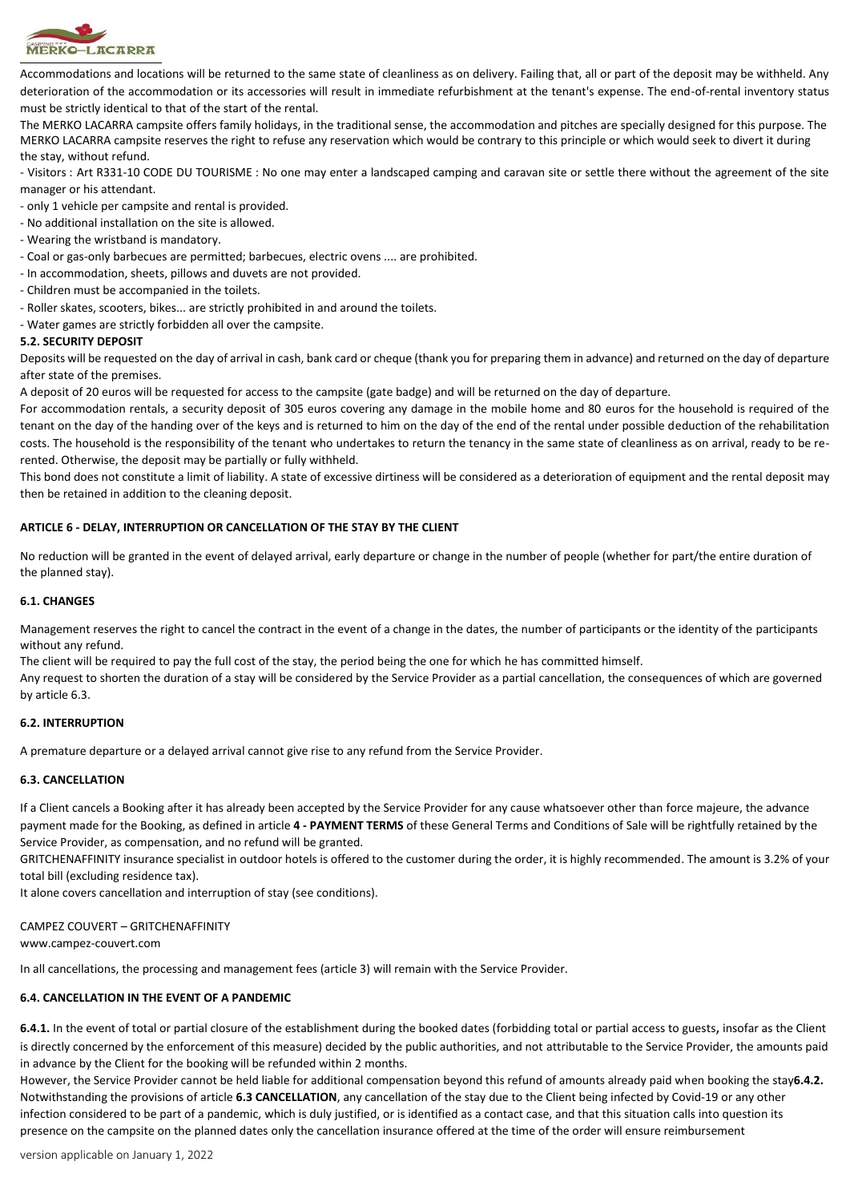Accommodations and locations will be returned to the same state of cleanliness as on delivery. Failing that, all or part of the deposit may be withheld. Any deterioration of the accommodation or its accessories will result in immediate refurbishment at the tenant's expense. The end-of-rental inventory status must be strictly identical to that of the start of the rental.

The MERKO LACARRA campsite offers family holidays, in the traditional sense, the accommodation and pitches are specially designed for this purpose. The MERKO LACARRA campsite reserves the right to refuse any reservation which would be contrary to this principle or which would seek to divert it during the stay, without refund.

- Visitors : Art R331-10 CODE DU TOURISME : No one may enter a landscaped camping and caravan site or settle there without the agreement of the site manager or his attendant.
- only 1 vehicle per campsite and rental is provided.
- No additional installation on the site is allowed.
- Wearing the wristband is mandatory.
- Coal or gas-only barbecues are permitted; barbecues, electric ovens .... are prohibited.
- In accommodation, sheets, pillows and duvets are not provided.
- Children must be accompanied in the toilets.
- Roller skates, scooters, bikes... are strictly prohibited in and around the toilets.
- Water games are strictly forbidden all over the campsite.

**5.2. SECURITY DEPOSIT**

Deposits will be requested on the day of arrival in cash, bank card or cheque (thank you for preparing them in advance) and returned on the day of departure after state of the premises.

A deposit of 20 euros will be requested for access to the campsite (gate badge) and will be returned on the day of departure.

For accommodation rentals, a security deposit of 305 euros covering any damage in the mobile home and 80 euros for the household is required of the tenant on the day of the handing over of the keys and is returned to him on the day of the end of the rental under possible deduction of the rehabilitation costs. The household is the responsibility of the tenant who undertakes to return the tenancy in the same state of cleanliness as on arrival, ready to be re-rented. Otherwise, the deposit may be partially or fully withheld.

This bond does not constitute a limit of liability. A state of excessive dirtiness will be considered as a deterioration of equipment and the rental deposit may then be retained in addition to the cleaning deposit.

## ARTICLE 6 - DELAY, INTERRUPTION OR CANCELLATION OF THE STAY BY THE CLIENT

No reduction will be granted in the event of delayed arrival, early departure or change in the number of people (whether for part/the entire duration of the planned stay).

### 6.1. CHANGES

Management reserves the right to cancel the contract in the event of a change in the dates, the number of participants or the identity of the participants without any refund.

The client will be required to pay the full cost of the stay, the period being the one for which he has committed himself.

Any request to shorten the duration of a stay will be considered by the Service Provider as a partial cancellation, the consequences of which are governed by article 6.3.

### 6.2. INTERRUPTION

A premature departure or a delayed arrival cannot give rise to any refund from the Service Provider.

### 6.3. CANCELLATION

If a Client cancels a Booking after it has already been accepted by the Service Provider for any cause whatsoever other than force majeure, the advance payment made for the Booking, as defined in article **4 - PAYMENT TERMS** of these General Terms and Conditions of Sale will be rightfully retained by the Service Provider, as compensation, and no refund will be granted.

GRITCHENAFFINITY insurance specialist in outdoor hotels is offered to the customer during the order, it is highly recommended. The amount is 3.2% of your total bill (excluding residence tax).

It alone covers cancellation and interruption of stay (see conditions).

CAMPEZ COUVERT – GRITCHENAFFINITY
www.campez-couvert.com

In all cancellations, the processing and management fees (article 3) will remain with the Service Provider.

### 6.4. CANCELLATION IN THE EVENT OF A PANDEMIC

**6.4.1.** In the event of total or partial closure of the establishment during the booked dates (forbidding total or partial access to guests**,** insofar as the Client is directly concerned by the enforcement of this measure) decided by the public authorities, and not attributable to the Service Provider, the amounts paid in advance by the Client for the booking will be refunded within 2 months.

However, the Service Provider cannot be held liable for additional compensation beyond this refund of amounts already paid when booking the stay**6.4.2.** Notwithstanding the provisions of article **6.3 CANCELLATION**, any cancellation of the stay due to the Client being infected by Covid-19 or any other infection considered to be part of a pandemic, which is duly justified, or is identified as a contact case, and that this situation calls into question its presence on the campsite on the planned dates only the cancellation insurance offered at the time of the order will ensure reimbursement

version applicable on January 1, 2022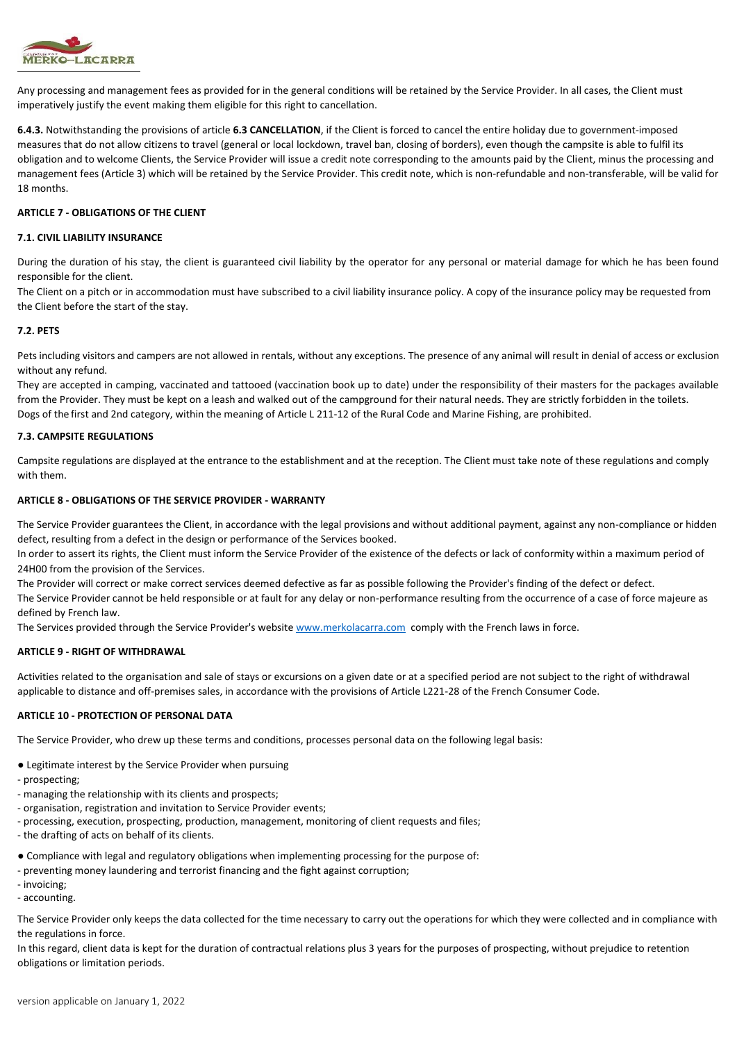Any processing and management fees as provided for in the general conditions will be retained by the Service Provider. In all cases, the Client must imperatively justify the event making them eligible for this right to cancellation.

**6.4.3.** Notwithstanding the provisions of article **6.3 CANCELLATION**, if the Client is forced to cancel the entire holiday due to government-imposed measures that do not allow citizens to travel (general or local lockdown, travel ban, closing of borders), even though the campsite is able to fulfil its obligation and to welcome Clients, the Service Provider will issue a credit note corresponding to the amounts paid by the Client, minus the processing and management fees (Article 3) which will be retained by the Service Provider. This credit note, which is non-refundable and non-transferable, will be valid for 18 months.

### ARTICLE 7 - OBLIGATIONS OF THE CLIENT

#### 7.1. CIVIL LIABILITY INSURANCE

During the duration of his stay, the client is guaranteed civil liability by the operator for any personal or material damage for which he has been found responsible for the client.

The Client on a pitch or in accommodation must have subscribed to a civil liability insurance policy. A copy of the insurance policy may be requested from the Client before the start of the stay.

#### 7.2. PETS

Pets including visitors and campers are not allowed in rentals, without any exceptions. The presence of any animal will result in denial of access or exclusion without any refund.

They are accepted in camping, vaccinated and tattooed (vaccination book up to date) under the responsibility of their masters for the packages available from the Provider. They must be kept on a leash and walked out of the campground for their natural needs. They are strictly forbidden in the toilets.

Dogs of the first and 2nd category, within the meaning of Article L 211-12 of the Rural Code and Marine Fishing, are prohibited.

#### 7.3. CAMPSITE REGULATIONS

Campsite regulations are displayed at the entrance to the establishment and at the reception. The Client must take note of these regulations and comply with them.

### ARTICLE 8 - OBLIGATIONS OF THE SERVICE PROVIDER - WARRANTY

The Service Provider guarantees the Client, in accordance with the legal provisions and without additional payment, against any non-compliance or hidden defect, resulting from a defect in the design or performance of the Services booked.

In order to assert its rights, the Client must inform the Service Provider of the existence of the defects or lack of conformity within a maximum period of 24H00 from the provision of the Services.

The Provider will correct or make correct services deemed defective as far as possible following the Provider's finding of the defect or defect.

The Service Provider cannot be held responsible or at fault for any delay or non-performance resulting from the occurrence of a case of force majeure as defined by French law.

The Services provided through the Service Provider's website www.merkolacarra.com comply with the French laws in force.

### ARTICLE 9 - RIGHT OF WITHDRAWAL

Activities related to the organisation and sale of stays or excursions on a given date or at a specified period are not subject to the right of withdrawal applicable to distance and off-premises sales, in accordance with the provisions of Article L221-28 of the French Consumer Code.

### ARTICLE 10 - PROTECTION OF PERSONAL DATA

The Service Provider, who drew up these terms and conditions, processes personal data on the following legal basis:

● Legitimate interest by the Service Provider when pursuing
- prospecting;
- managing the relationship with its clients and prospects;
- organisation, registration and invitation to Service Provider events;
- processing, execution, prospecting, production, management, monitoring of client requests and files;
- the drafting of acts on behalf of its clients.

● Compliance with legal and regulatory obligations when implementing processing for the purpose of:
- preventing money laundering and terrorist financing and the fight against corruption;
- invoicing;
- accounting.

The Service Provider only keeps the data collected for the time necessary to carry out the operations for which they were collected and in compliance with the regulations in force.

In this regard, client data is kept for the duration of contractual relations plus 3 years for the purposes of prospecting, without prejudice to retention obligations or limitation periods.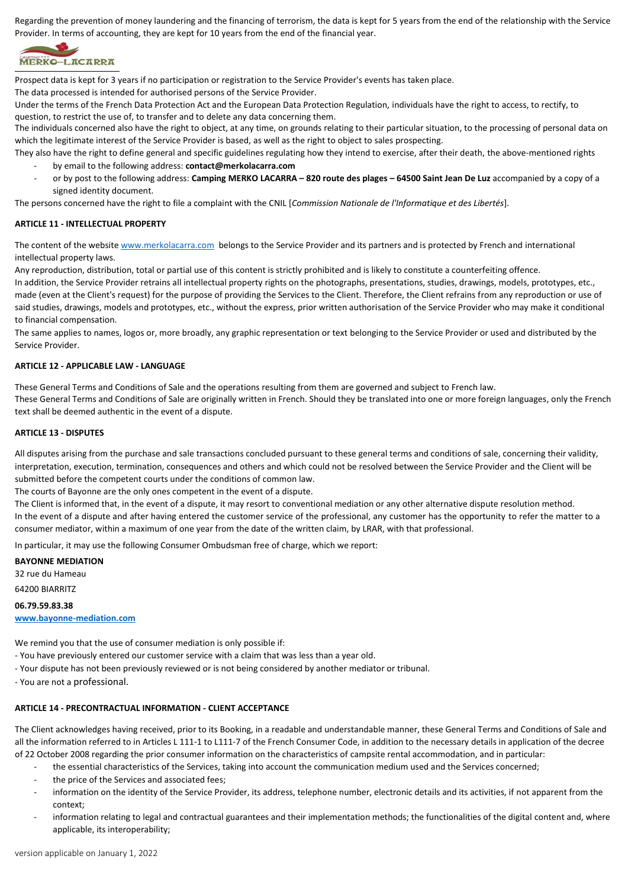Regarding the prevention of money laundering and the financing of terrorism, the data is kept for 5 years from the end of the relationship with the Service Provider. In terms of accounting, they are kept for 10 years from the end of the financial year.

Prospect data is kept for 3 years if no participation or registration to the Service Provider's events has taken place.

The data processed is intended for authorised persons of the Service Provider.

Under the terms of the French Data Protection Act and the European Data Protection Regulation, individuals have the right to access, to rectify, to question, to restrict the use of, to transfer and to delete any data concerning them.

The individuals concerned also have the right to object, at any time, on grounds relating to their particular situation, to the processing of personal data on which the legitimate interest of the Service Provider is based, as well as the right to object to sales prospecting.

They also have the right to define general and specific guidelines regulating how they intend to exercise, after their death, the above-mentioned rights

- by email to the following address: **contact@merkolacarra.com**
- or by post to the following address: **Camping MERKO LACARRA – 820 route des plages – 64500 Saint Jean De Luz** accompanied by a copy of a signed identity document.

The persons concerned have the right to file a complaint with the CNIL [*Commission Nationale de l'Informatique et des Libertés*].

**ARTICLE 11 - INTELLECTUAL PROPERTY**

The content of the website www.merkolacarra.com belongs to the Service Provider and its partners and is protected by French and international intellectual property laws.

Any reproduction, distribution, total or partial use of this content is strictly prohibited and is likely to constitute a counterfeiting offence.

In addition, the Service Provider retrains all intellectual property rights on the photographs, presentations, studies, drawings, models, prototypes, etc., made (even at the Client's request) for the purpose of providing the Services to the Client. Therefore, the Client refrains from any reproduction or use of said studies, drawings, models and prototypes, etc., without the express, prior written authorisation of the Service Provider who may make it conditional to financial compensation.

The same applies to names, logos or, more broadly, any graphic representation or text belonging to the Service Provider or used and distributed by the Service Provider.

**ARTICLE 12 - APPLICABLE LAW - LANGUAGE**

These General Terms and Conditions of Sale and the operations resulting from them are governed and subject to French law.

These General Terms and Conditions of Sale are originally written in French. Should they be translated into one or more foreign languages, only the French text shall be deemed authentic in the event of a dispute.

**ARTICLE 13 - DISPUTES**

All disputes arising from the purchase and sale transactions concluded pursuant to these general terms and conditions of sale, concerning their validity, interpretation, execution, termination, consequences and others and which could not be resolved between the Service Provider and the Client will be submitted before the competent courts under the conditions of common law.

The courts of Bayonne are the only ones competent in the event of a dispute.

The Client is informed that, in the event of a dispute, it may resort to conventional mediation or any other alternative dispute resolution method.

In the event of a dispute and after having entered the customer service of the professional, any customer has the opportunity to refer the matter to a consumer mediator, within a maximum of one year from the date of the written claim, by LRAR, with that professional.

In particular, it may use the following Consumer Ombudsman free of charge, which we report:

**BAYONNE MEDIATION**

32 rue du Hameau

64200 BIARRITZ

**06.79.59.83.38**

**www.bayonne-mediation.com**

We remind you that the use of consumer mediation is only possible if:

- You have previously entered our customer service with a claim that was less than a year old.
- Your dispute has not been previously reviewed or is not being considered by another mediator or tribunal.
- You are not a professional.

**ARTICLE 14 - PRECONTRACTUAL INFORMATION - CLIENT ACCEPTANCE**

The Client acknowledges having received, prior to its Booking, in a readable and understandable manner, these General Terms and Conditions of Sale and all the information referred to in Articles L 111-1 to L111-7 of the French Consumer Code, in addition to the necessary details in application of the decree of 22 October 2008 regarding the prior consumer information on the characteristics of campsite rental accommodation, and in particular:

- the essential characteristics of the Services, taking into account the communication medium used and the Services concerned;
- the price of the Services and associated fees;
- information on the identity of the Service Provider, its address, telephone number, electronic details and its activities, if not apparent from the context;
- information relating to legal and contractual guarantees and their implementation methods; the functionalities of the digital content and, where applicable, its interoperability;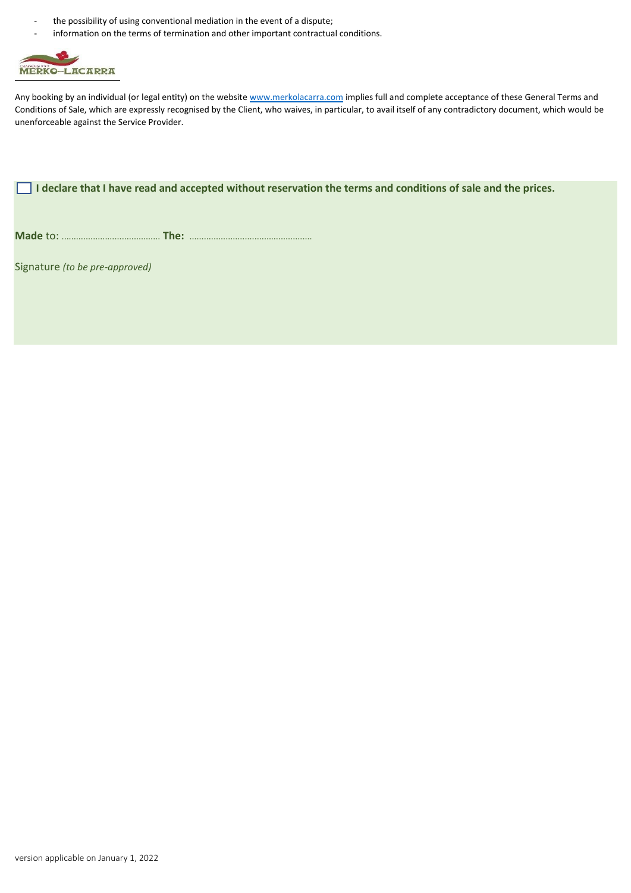- the possibility of using conventional mediation in the event of a dispute;
- information on the terms of termination and other important contractual conditions.

Any booking by an individual (or legal entity) on the website www.merkolacarra.com implies full and complete acceptance of these General Terms and Conditions of Sale, which are expressly recognised by the Client, who waives, in particular, to avail itself of any contradictory document, which would be unenforceable against the Service Provider.

☐ **I declare that I have read and accepted without reservation the terms and conditions of sale and the prices.**

**Made** to: …………………………………… **The:** ……………………………………………

Signature *(to be pre-approved)*

version applicable on January 1, 2022